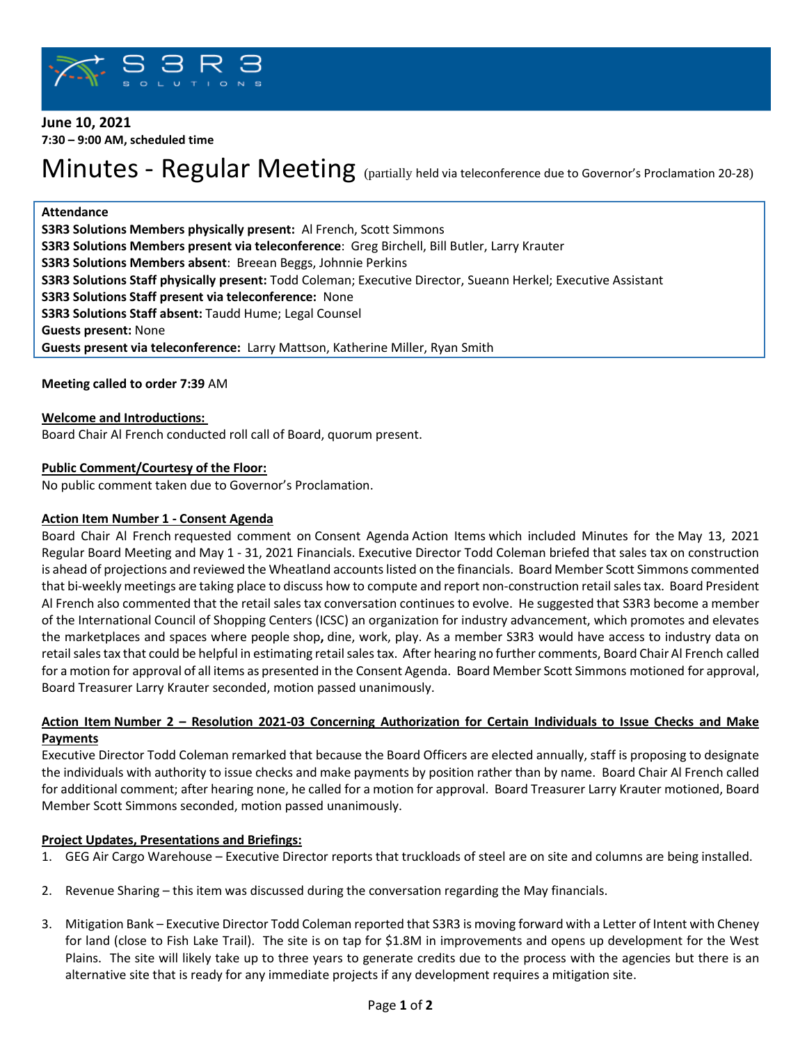**June 10, 2021**
**7:30 – 9:00 AM, scheduled time**

# Minutes - Regular Meeting (partially held via teleconference due to Governor's Proclamation 20-28)

**Attendance**
**S3R3 Solutions Members physically present:** Al French, Scott Simmons
**S3R3 Solutions Members present via teleconference**: Greg Birchell, Bill Butler, Larry Krauter
**S3R3 Solutions Members absent**: Breean Beggs, Johnnie Perkins
**S3R3 Solutions Staff physically present:** Todd Coleman; Executive Director, Sueann Herkel; Executive Assistant
**S3R3 Solutions Staff present via teleconference:** None
**S3R3 Solutions Staff absent:** Taudd Hume; Legal Counsel
**Guests present:** None
**Guests present via teleconference:** Larry Mattson, Katherine Miller, Ryan Smith

**Meeting called to order 7:39** AM

**Welcome and Introductions:**
Board Chair Al French conducted roll call of Board, quorum present.

**Public Comment/Courtesy of the Floor:**
No public comment taken due to Governor's Proclamation.

**Action Item Number 1 - Consent Agenda**
Board Chair Al French requested comment on Consent Agenda Action Items which included Minutes for the May 13, 2021 Regular Board Meeting and May 1 - 31, 2021 Financials. Executive Director Todd Coleman briefed that sales tax on construction is ahead of projections and reviewed the Wheatland accounts listed on the financials. Board Member Scott Simmons commented that bi-weekly meetings are taking place to discuss how to compute and report non-construction retail sales tax. Board President Al French also commented that the retail sales tax conversation continues to evolve. He suggested that S3R3 become a member of the International Council of Shopping Centers (ICSC) an organization for industry advancement, which promotes and elevates the marketplaces and spaces where people shop**,** dine, work, play. As a member S3R3 would have access to industry data on retail sales tax that could be helpful in estimating retail sales tax. After hearing no further comments, Board Chair Al French called for a motion for approval of all items as presented in the Consent Agenda. Board Member Scott Simmons motioned for approval, Board Treasurer Larry Krauter seconded, motion passed unanimously.

**Action Item Number 2 – Resolution 2021-03 Concerning Authorization for Certain Individuals to Issue Checks and Make Payments**
Executive Director Todd Coleman remarked that because the Board Officers are elected annually, staff is proposing to designate the individuals with authority to issue checks and make payments by position rather than by name. Board Chair Al French called for additional comment; after hearing none, he called for a motion for approval. Board Treasurer Larry Krauter motioned, Board Member Scott Simmons seconded, motion passed unanimously.

**Project Updates, Presentations and Briefings:**

1. GEG Air Cargo Warehouse – Executive Director reports that truckloads of steel are on site and columns are being installed.
2. Revenue Sharing – this item was discussed during the conversation regarding the May financials.
3. Mitigation Bank – Executive Director Todd Coleman reported that S3R3 is moving forward with a Letter of Intent with Cheney for land (close to Fish Lake Trail). The site is on tap for $1.8M in improvements and opens up development for the West Plains. The site will likely take up to three years to generate credits due to the process with the agencies but there is an alternative site that is ready for any immediate projects if any development requires a mitigation site.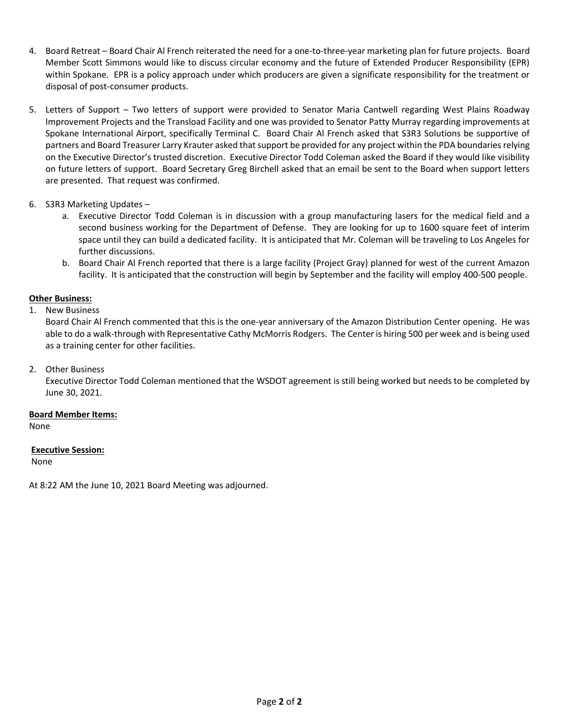4. Board Retreat – Board Chair Al French reiterated the need for a one-to-three-year marketing plan for future projects. Board Member Scott Simmons would like to discuss circular economy and the future of Extended Producer Responsibility (EPR) within Spokane. EPR is a policy approach under which producers are given a significate responsibility for the treatment or disposal of post-consumer products.

5. Letters of Support – Two letters of support were provided to Senator Maria Cantwell regarding West Plains Roadway Improvement Projects and the Transload Facility and one was provided to Senator Patty Murray regarding improvements at Spokane International Airport, specifically Terminal C. Board Chair Al French asked that S3R3 Solutions be supportive of partners and Board Treasurer Larry Krauter asked that support be provided for any project within the PDA boundaries relying on the Executive Director's trusted discretion. Executive Director Todd Coleman asked the Board if they would like visibility on future letters of support. Board Secretary Greg Birchell asked that an email be sent to the Board when support letters are presented. That request was confirmed.

6. S3R3 Marketing Updates –
   a. Executive Director Todd Coleman is in discussion with a group manufacturing lasers for the medical field and a second business working for the Department of Defense. They are looking for up to 1600 square feet of interim space until they can build a dedicated facility. It is anticipated that Mr. Coleman will be traveling to Los Angeles for further discussions.
   b. Board Chair Al French reported that there is a large facility (Project Gray) planned for west of the current Amazon facility. It is anticipated that the construction will begin by September and the facility will employ 400-500 people.

**Other Business:**

1. New Business

   Board Chair Al French commented that this is the one-year anniversary of the Amazon Distribution Center opening. He was able to do a walk-through with Representative Cathy McMorris Rodgers. The Center is hiring 500 per week and is being used as a training center for other facilities.

2. Other Business

   Executive Director Todd Coleman mentioned that the WSDOT agreement is still being worked but needs to be completed by June 30, 2021.

**Board Member Items:**

None

**Executive Session:**

None

At 8:22 AM the June 10, 2021 Board Meeting was adjourned.